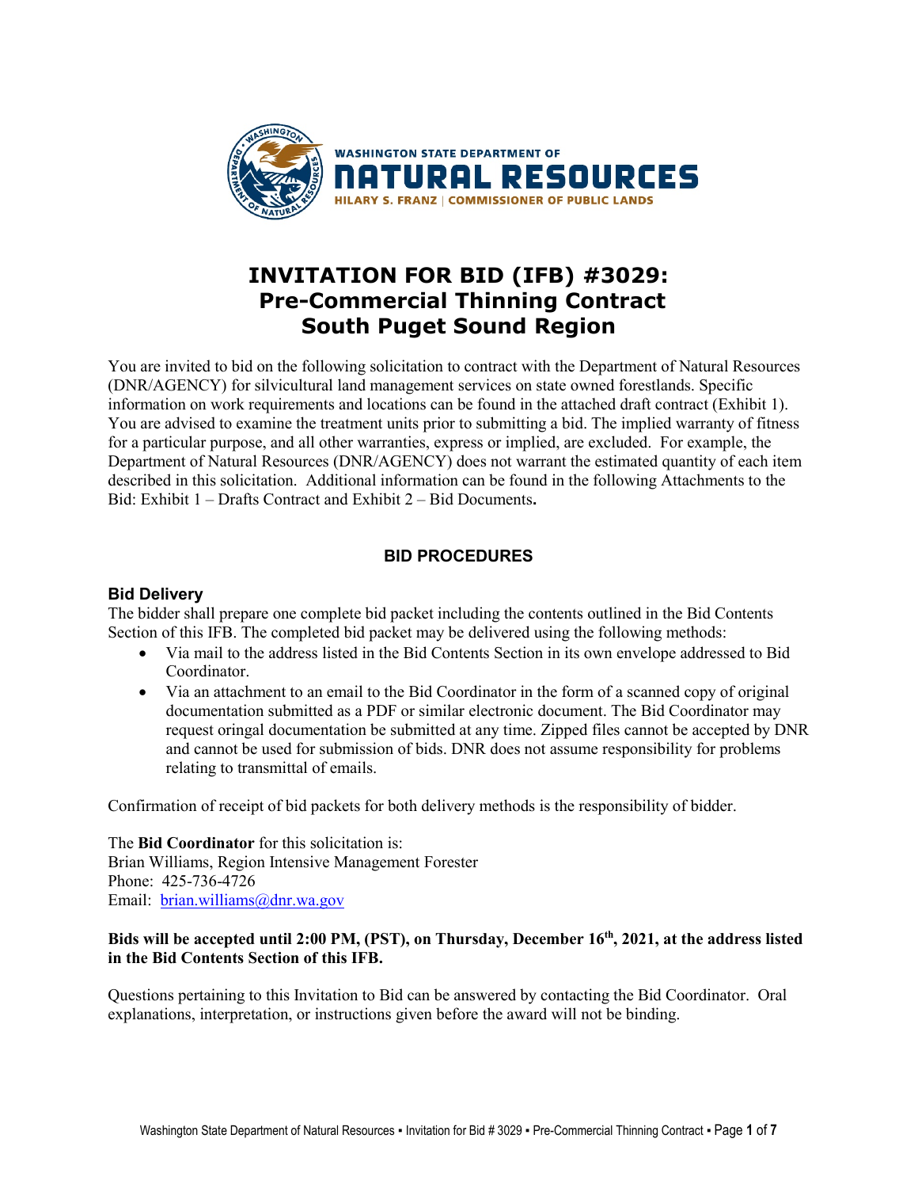WASHINGTON STATE DEPARTMENT OF
NATURAL RESOURCES
HILARY S. FRANZ | COMMISSIONER OF PUBLIC LANDS

# INVITATION FOR BID (IFB) #3029: Pre-Commercial Thinning Contract South Puget Sound Region

You are invited to bid on the following solicitation to contract with the Department of Natural Resources (DNR/AGENCY) for silvicultural land management services on state owned forestlands. Specific information on work requirements and locations can be found in the attached draft contract (Exhibit 1). You are advised to examine the treatment units prior to submitting a bid. The implied warranty of fitness for a particular purpose, and all other warranties, express or implied, are excluded. For example, the Department of Natural Resources (DNR/AGENCY) does not warrant the estimated quantity of each item described in this solicitation. Additional information can be found in the following Attachments to the Bid: Exhibit 1 – Drafts Contract and Exhibit 2 – Bid Documents**.**

## BID PROCEDURES

### Bid Delivery

The bidder shall prepare one complete bid packet including the contents outlined in the Bid Contents Section of this IFB. The completed bid packet may be delivered using the following methods:

- Via mail to the address listed in the Bid Contents Section in its own envelope addressed to Bid Coordinator.
- Via an attachment to an email to the Bid Coordinator in the form of a scanned copy of original documentation submitted as a PDF or similar electronic document. The Bid Coordinator may request oringal documentation be submitted at any time. Zipped files cannot be accepted by DNR and cannot be used for submission of bids. DNR does not assume responsibility for problems relating to transmittal of emails.

Confirmation of receipt of bid packets for both delivery methods is the responsibility of bidder.

The **Bid Coordinator** for this solicitation is:
Brian Williams, Region Intensive Management Forester
Phone: 425-736-4726
Email: brian.williams@dnr.wa.gov

**Bids will be accepted until 2:00 PM, (PST), on Thursday, December 16th, 2021, at the address listed in the Bid Contents Section of this IFB.**

Questions pertaining to this Invitation to Bid can be answered by contacting the Bid Coordinator. Oral explanations, interpretation, or instructions given before the award will not be binding.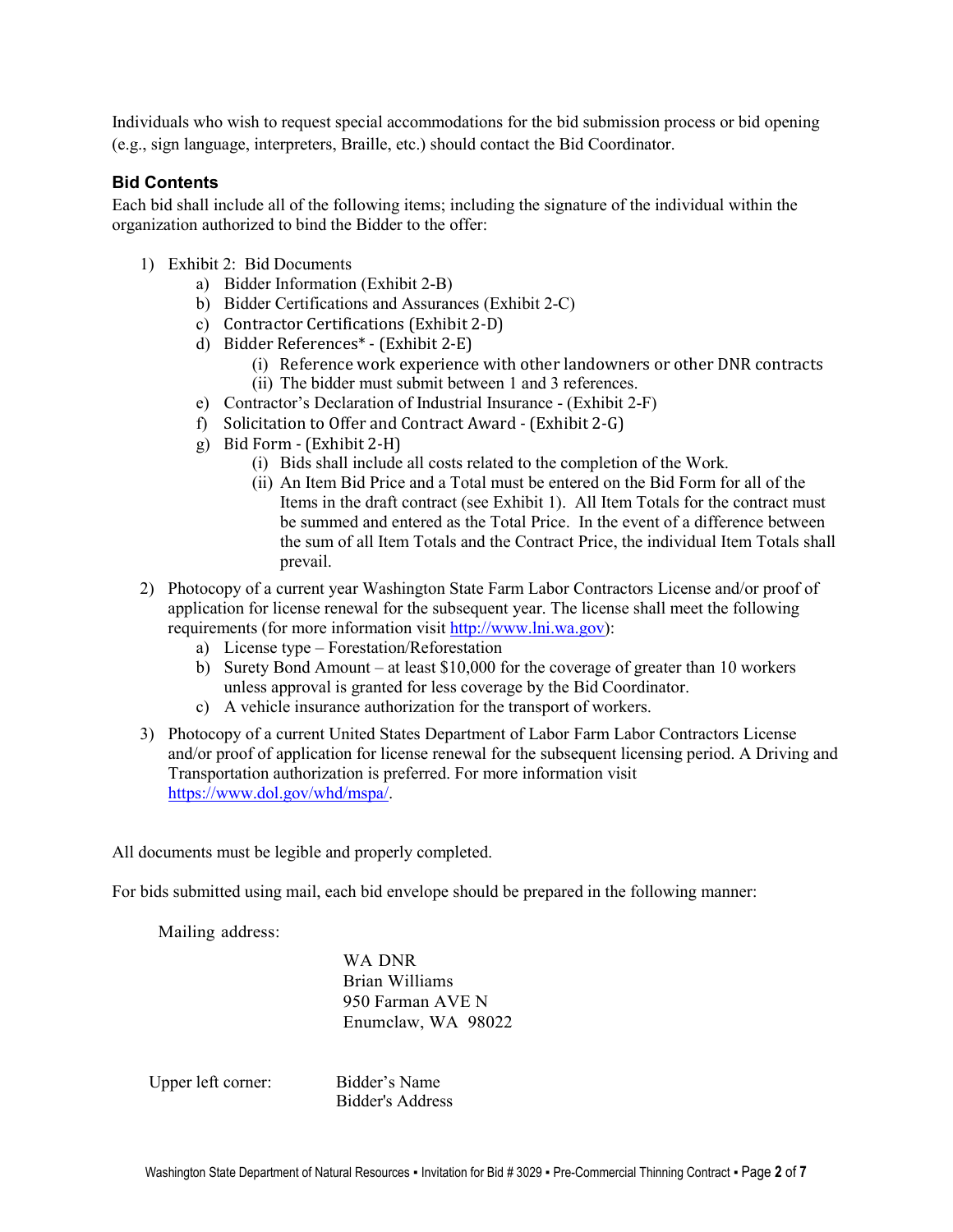Individuals who wish to request special accommodations for the bid submission process or bid opening (e.g., sign language, interpreters, Braille, etc.) should contact the Bid Coordinator.

### Bid Contents

Each bid shall include all of the following items; including the signature of the individual within the organization authorized to bind the Bidder to the offer:

1) Exhibit 2: Bid Documents
    a) Bidder Information (Exhibit 2-B)
    b) Bidder Certifications and Assurances (Exhibit 2-C)
    c) Contractor Certifications (Exhibit 2-D)
    d) Bidder References* - (Exhibit 2-E)
        (i) Reference work experience with other landowners or other DNR contracts
        (ii) The bidder must submit between 1 and 3 references.
    e) Contractor's Declaration of Industrial Insurance - (Exhibit 2-F)
    f) Solicitation to Offer and Contract Award - (Exhibit 2-G)
    g) Bid Form - (Exhibit 2-H)
        (i) Bids shall include all costs related to the completion of the Work.
        (ii) An Item Bid Price and a Total must be entered on the Bid Form for all of the Items in the draft contract (see Exhibit 1). All Item Totals for the contract must be summed and entered as the Total Price. In the event of a difference between the sum of all Item Totals and the Contract Price, the individual Item Totals shall prevail.
2) Photocopy of a current year Washington State Farm Labor Contractors License and/or proof of application for license renewal for the subsequent year. The license shall meet the following requirements (for more information visit http://www.lni.wa.gov):
    a) License type – Forestation/Reforestation
    b) Surety Bond Amount – at least $10,000 for the coverage of greater than 10 workers unless approval is granted for less coverage by the Bid Coordinator.
    c) A vehicle insurance authorization for the transport of workers.
3) Photocopy of a current United States Department of Labor Farm Labor Contractors License and/or proof of application for license renewal for the subsequent licensing period. A Driving and Transportation authorization is preferred. For more information visit https://www.dol.gov/whd/mspa/.

All documents must be legible and properly completed.

For bids submitted using mail, each bid envelope should be prepared in the following manner:

Mailing address:

WA DNR
Brian Williams
950 Farman AVE N
Enumclaw, WA 98022

Upper left corner: Bidder's Name
Bidder's Address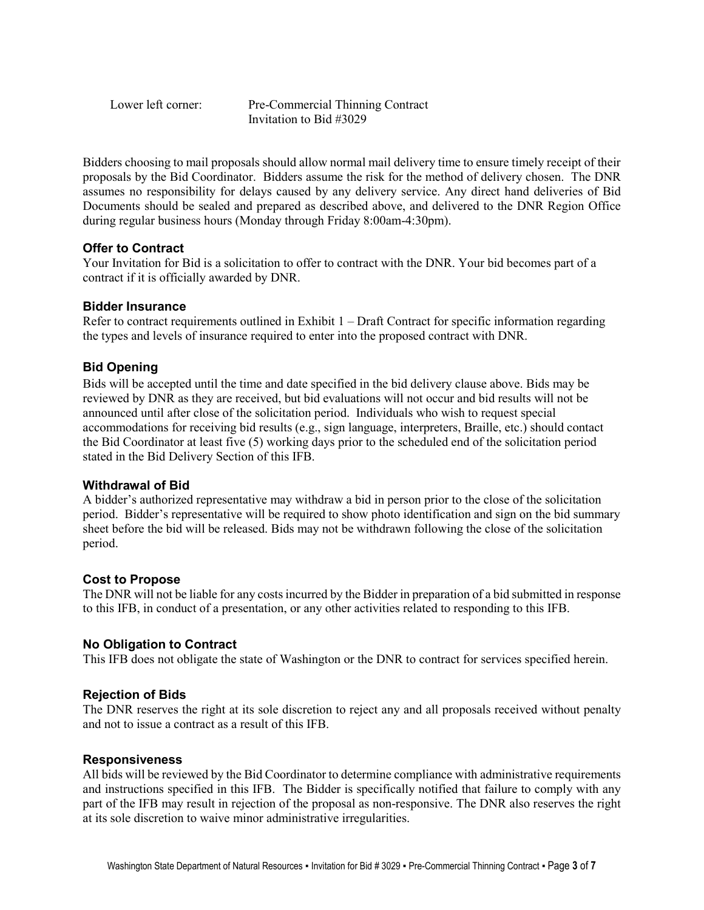Lower left corner: Pre-Commercial Thinning Contract
Invitation to Bid #3029

Bidders choosing to mail proposals should allow normal mail delivery time to ensure timely receipt of their proposals by the Bid Coordinator. Bidders assume the risk for the method of delivery chosen. The DNR assumes no responsibility for delays caused by any delivery service. Any direct hand deliveries of Bid Documents should be sealed and prepared as described above, and delivered to the DNR Region Office during regular business hours (Monday through Friday 8:00am-4:30pm).

### Offer to Contract

Your Invitation for Bid is a solicitation to offer to contract with the DNR. Your bid becomes part of a contract if it is officially awarded by DNR.

### Bidder Insurance

Refer to contract requirements outlined in Exhibit 1 – Draft Contract for specific information regarding the types and levels of insurance required to enter into the proposed contract with DNR.

### Bid Opening

Bids will be accepted until the time and date specified in the bid delivery clause above. Bids may be reviewed by DNR as they are received, but bid evaluations will not occur and bid results will not be announced until after close of the solicitation period. Individuals who wish to request special accommodations for receiving bid results (e.g., sign language, interpreters, Braille, etc.) should contact the Bid Coordinator at least five (5) working days prior to the scheduled end of the solicitation period stated in the Bid Delivery Section of this IFB.

### Withdrawal of Bid

A bidder's authorized representative may withdraw a bid in person prior to the close of the solicitation period. Bidder's representative will be required to show photo identification and sign on the bid summary sheet before the bid will be released. Bids may not be withdrawn following the close of the solicitation period.

### Cost to Propose

The DNR will not be liable for any costs incurred by the Bidder in preparation of a bid submitted in response to this IFB, in conduct of a presentation, or any other activities related to responding to this IFB.

### No Obligation to Contract

This IFB does not obligate the state of Washington or the DNR to contract for services specified herein.

### Rejection of Bids

The DNR reserves the right at its sole discretion to reject any and all proposals received without penalty and not to issue a contract as a result of this IFB.

### Responsiveness

All bids will be reviewed by the Bid Coordinator to determine compliance with administrative requirements and instructions specified in this IFB. The Bidder is specifically notified that failure to comply with any part of the IFB may result in rejection of the proposal as non-responsive. The DNR also reserves the right at its sole discretion to waive minor administrative irregularities.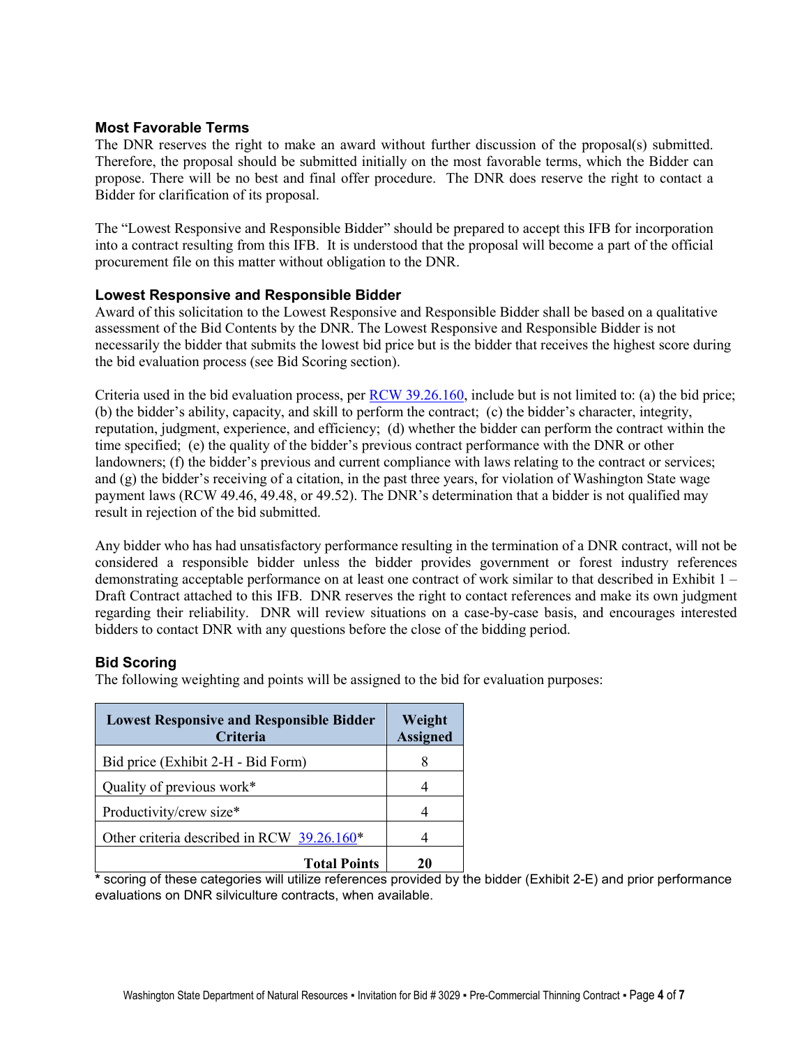### Most Favorable Terms

The DNR reserves the right to make an award without further discussion of the proposal(s) submitted. Therefore, the proposal should be submitted initially on the most favorable terms, which the Bidder can propose. There will be no best and final offer procedure. The DNR does reserve the right to contact a Bidder for clarification of its proposal.

The "Lowest Responsive and Responsible Bidder" should be prepared to accept this IFB for incorporation into a contract resulting from this IFB. It is understood that the proposal will become a part of the official procurement file on this matter without obligation to the DNR.

### Lowest Responsive and Responsible Bidder

Award of this solicitation to the Lowest Responsive and Responsible Bidder shall be based on a qualitative assessment of the Bid Contents by the DNR. The Lowest Responsive and Responsible Bidder is not necessarily the bidder that submits the lowest bid price but is the bidder that receives the highest score during the bid evaluation process (see Bid Scoring section).

Criteria used in the bid evaluation process, per RCW 39.26.160, include but is not limited to: (a) the bid price; (b) the bidder's ability, capacity, and skill to perform the contract; (c) the bidder's character, integrity, reputation, judgment, experience, and efficiency; (d) whether the bidder can perform the contract within the time specified; (e) the quality of the bidder's previous contract performance with the DNR or other landowners; (f) the bidder's previous and current compliance with laws relating to the contract or services; and (g) the bidder's receiving of a citation, in the past three years, for violation of Washington State wage payment laws (RCW 49.46, 49.48, or 49.52). The DNR's determination that a bidder is not qualified may result in rejection of the bid submitted.

Any bidder who has had unsatisfactory performance resulting in the termination of a DNR contract, will not be considered a responsible bidder unless the bidder provides government or forest industry references demonstrating acceptable performance on at least one contract of work similar to that described in Exhibit 1 – Draft Contract attached to this IFB. DNR reserves the right to contact references and make its own judgment regarding their reliability. DNR will review situations on a case-by-case basis, and encourages interested bidders to contact DNR with any questions before the close of the bidding period.

### Bid Scoring

The following weighting and points will be assigned to the bid for evaluation purposes:

| Lowest Responsive and Responsible Bidder Criteria | Weight Assigned |
|---|---|
| Bid price (Exhibit 2-H - Bid Form) | 8 |
| Quality of previous work* | 4 |
| Productivity/crew size* | 4 |
| Other criteria described in RCW 39.26.160* | 4 |
| **Total Points** | **20** |

\* scoring of these categories will utilize references provided by the bidder (Exhibit 2-E) and prior performance evaluations on DNR silviculture contracts, when available.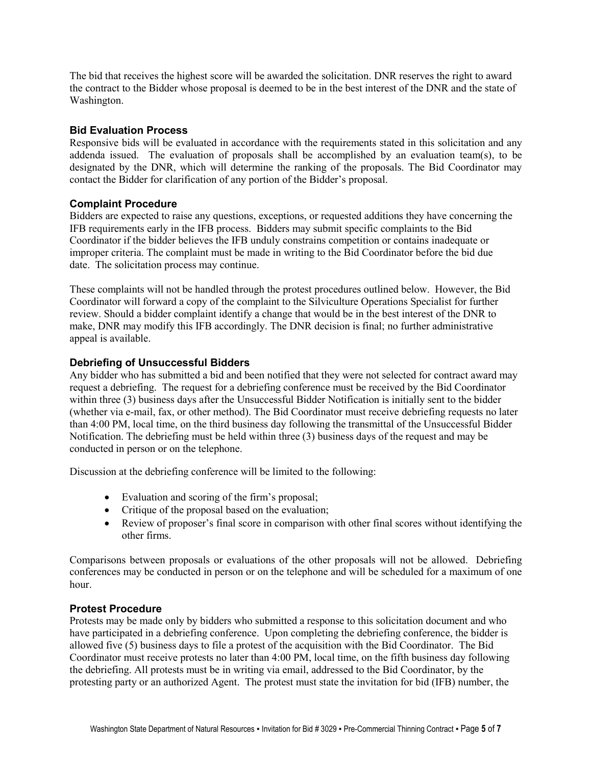The bid that receives the highest score will be awarded the solicitation. DNR reserves the right to award the contract to the Bidder whose proposal is deemed to be in the best interest of the DNR and the state of Washington.

### Bid Evaluation Process

Responsive bids will be evaluated in accordance with the requirements stated in this solicitation and any addenda issued. The evaluation of proposals shall be accomplished by an evaluation team(s), to be designated by the DNR, which will determine the ranking of the proposals. The Bid Coordinator may contact the Bidder for clarification of any portion of the Bidder's proposal.

### Complaint Procedure

Bidders are expected to raise any questions, exceptions, or requested additions they have concerning the IFB requirements early in the IFB process. Bidders may submit specific complaints to the Bid Coordinator if the bidder believes the IFB unduly constrains competition or contains inadequate or improper criteria. The complaint must be made in writing to the Bid Coordinator before the bid due date. The solicitation process may continue.

These complaints will not be handled through the protest procedures outlined below. However, the Bid Coordinator will forward a copy of the complaint to the Silviculture Operations Specialist for further review. Should a bidder complaint identify a change that would be in the best interest of the DNR to make, DNR may modify this IFB accordingly. The DNR decision is final; no further administrative appeal is available.

### Debriefing of Unsuccessful Bidders

Any bidder who has submitted a bid and been notified that they were not selected for contract award may request a debriefing. The request for a debriefing conference must be received by the Bid Coordinator within three (3) business days after the Unsuccessful Bidder Notification is initially sent to the bidder (whether via e-mail, fax, or other method). The Bid Coordinator must receive debriefing requests no later than 4:00 PM, local time, on the third business day following the transmittal of the Unsuccessful Bidder Notification. The debriefing must be held within three (3) business days of the request and may be conducted in person or on the telephone.

Discussion at the debriefing conference will be limited to the following:

- Evaluation and scoring of the firm's proposal;
- Critique of the proposal based on the evaluation;
- Review of proposer's final score in comparison with other final scores without identifying the other firms.

Comparisons between proposals or evaluations of the other proposals will not be allowed. Debriefing conferences may be conducted in person or on the telephone and will be scheduled for a maximum of one hour.

### Protest Procedure

Protests may be made only by bidders who submitted a response to this solicitation document and who have participated in a debriefing conference. Upon completing the debriefing conference, the bidder is allowed five (5) business days to file a protest of the acquisition with the Bid Coordinator. The Bid Coordinator must receive protests no later than 4:00 PM, local time, on the fifth business day following the debriefing. All protests must be in writing via email, addressed to the Bid Coordinator, by the protesting party or an authorized Agent. The protest must state the invitation for bid (IFB) number, the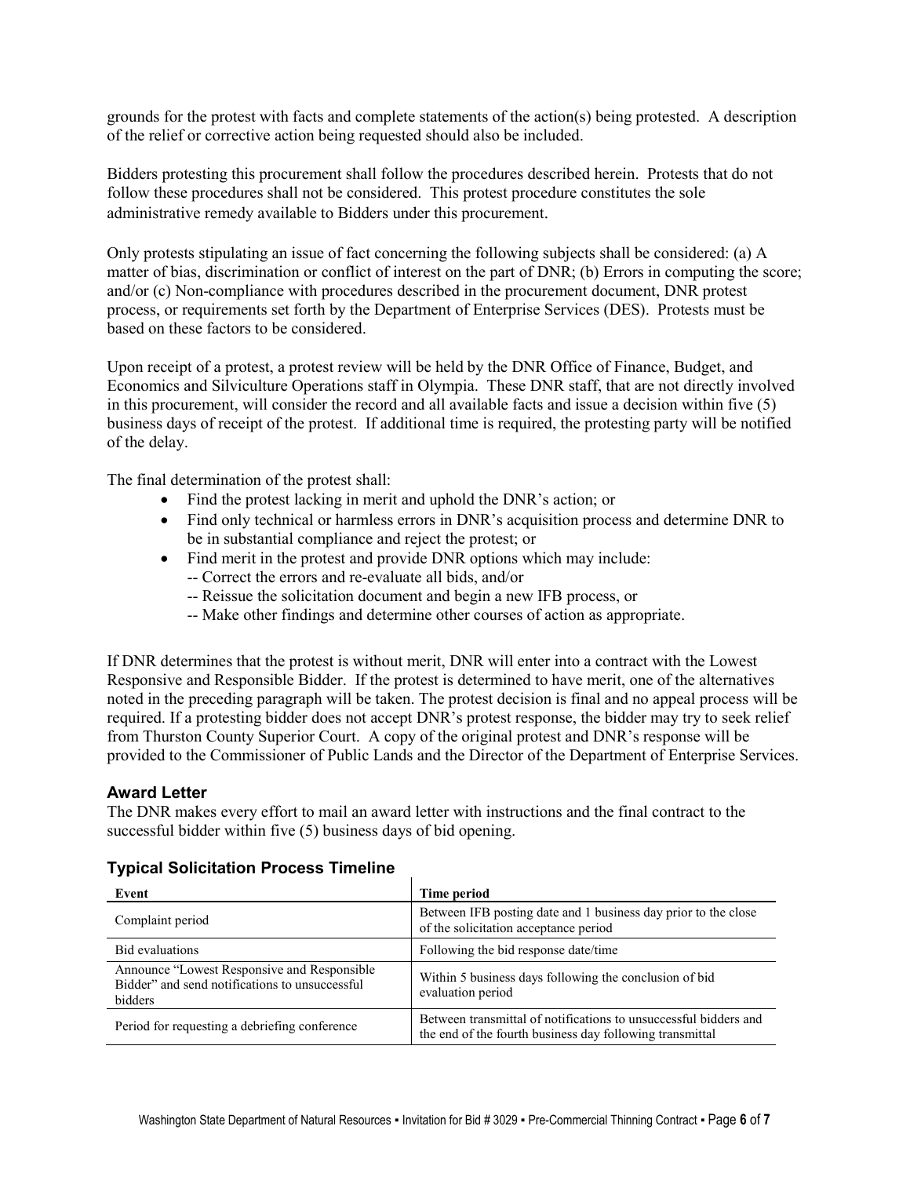grounds for the protest with facts and complete statements of the action(s) being protested. A description of the relief or corrective action being requested should also be included.

Bidders protesting this procurement shall follow the procedures described herein. Protests that do not follow these procedures shall not be considered. This protest procedure constitutes the sole administrative remedy available to Bidders under this procurement.

Only protests stipulating an issue of fact concerning the following subjects shall be considered: (a) A matter of bias, discrimination or conflict of interest on the part of DNR; (b) Errors in computing the score; and/or (c) Non-compliance with procedures described in the procurement document, DNR protest process, or requirements set forth by the Department of Enterprise Services (DES). Protests must be based on these factors to be considered.

Upon receipt of a protest, a protest review will be held by the DNR Office of Finance, Budget, and Economics and Silviculture Operations staff in Olympia. These DNR staff, that are not directly involved in this procurement, will consider the record and all available facts and issue a decision within five (5) business days of receipt of the protest. If additional time is required, the protesting party will be notified of the delay.

The final determination of the protest shall:

- Find the protest lacking in merit and uphold the DNR's action; or
- Find only technical or harmless errors in DNR's acquisition process and determine DNR to be in substantial compliance and reject the protest; or
- Find merit in the protest and provide DNR options which may include:
  - -- Correct the errors and re-evaluate all bids, and/or
  - -- Reissue the solicitation document and begin a new IFB process, or
  - -- Make other findings and determine other courses of action as appropriate.

If DNR determines that the protest is without merit, DNR will enter into a contract with the Lowest Responsive and Responsible Bidder. If the protest is determined to have merit, one of the alternatives noted in the preceding paragraph will be taken. The protest decision is final and no appeal process will be required. If a protesting bidder does not accept DNR's protest response, the bidder may try to seek relief from Thurston County Superior Court. A copy of the original protest and DNR's response will be provided to the Commissioner of Public Lands and the Director of the Department of Enterprise Services.

### Award Letter

The DNR makes every effort to mail an award letter with instructions and the final contract to the successful bidder within five (5) business days of bid opening.

### Typical Solicitation Process Timeline

| Event | Time period |
|---|---|
| Complaint period | Between IFB posting date and 1 business day prior to the close of the solicitation acceptance period |
| Bid evaluations | Following the bid response date/time |
| Announce "Lowest Responsive and Responsible Bidder" and send notifications to unsuccessful bidders | Within 5 business days following the conclusion of bid evaluation period |
| Period for requesting a debriefing conference | Between transmittal of notifications to unsuccessful bidders and the end of the fourth business day following transmittal |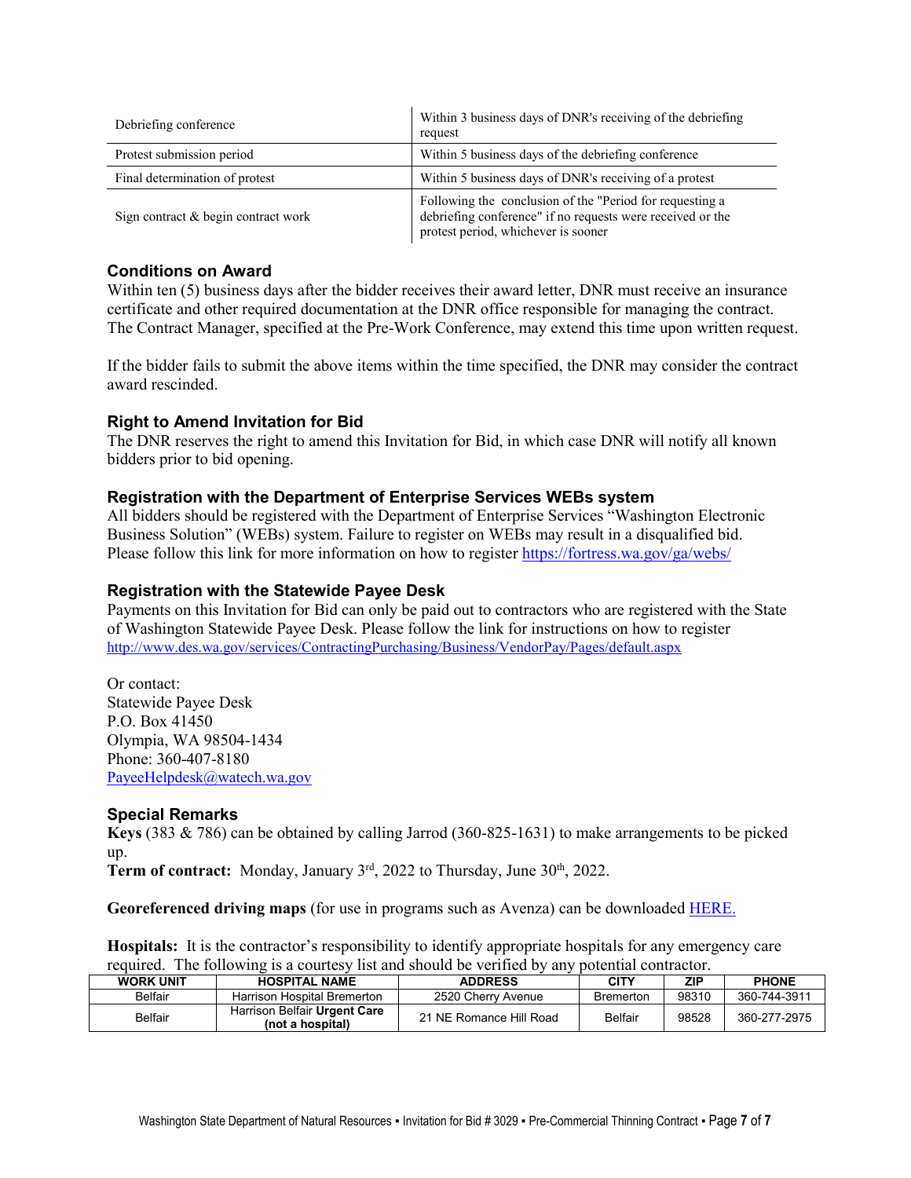| | |
|---|---|
| Debriefing conference | Within 3 business days of DNR's receiving of the debriefing request |
| Protest submission period | Within 5 business days of the debriefing conference |
| Final determination of protest | Within 5 business days of DNR's receiving of a protest |
| Sign contract & begin contract work | Following the conclusion of the "Period for requesting a debriefing conference" if no requests were received or the protest period, whichever is sooner |

### Conditions on Award

Within ten (5) business days after the bidder receives their award letter, DNR must receive an insurance certificate and other required documentation at the DNR office responsible for managing the contract. The Contract Manager, specified at the Pre-Work Conference, may extend this time upon written request.

If the bidder fails to submit the above items within the time specified, the DNR may consider the contract award rescinded.

### Right to Amend Invitation for Bid

The DNR reserves the right to amend this Invitation for Bid, in which case DNR will notify all known bidders prior to bid opening.

### Registration with the Department of Enterprise Services WEBs system

All bidders should be registered with the Department of Enterprise Services "Washington Electronic Business Solution" (WEBs) system. Failure to register on WEBs may result in a disqualified bid. Please follow this link for more information on how to register https://fortress.wa.gov/ga/webs/

### Registration with the Statewide Payee Desk

Payments on this Invitation for Bid can only be paid out to contractors who are registered with the State of Washington Statewide Payee Desk. Please follow the link for instructions on how to register http://www.des.wa.gov/services/ContractingPurchasing/Business/VendorPay/Pages/default.aspx

Or contact:
Statewide Payee Desk
P.O. Box 41450
Olympia, WA 98504-1434
Phone: 360-407-8180
PayeeHelpdesk@watech.wa.gov

### Special Remarks

**Keys** (383 & 786) can be obtained by calling Jarrod (360-825-1631) to make arrangements to be picked up.

**Term of contract:** Monday, January 3rd, 2022 to Thursday, June 30th, 2022.

**Georeferenced driving maps** (for use in programs such as Avenza) can be downloaded HERE.

**Hospitals:** It is the contractor's responsibility to identify appropriate hospitals for any emergency care required. The following is a courtesy list and should be verified by any potential contractor.

| WORK UNIT | HOSPITAL NAME | ADDRESS | CITY | ZIP | PHONE |
|---|---|---|---|---|---|
| Belfair | Harrison Hospital Bremerton | 2520 Cherry Avenue | Bremerton | 98310 | 360-744-3911 |
| Belfair | Harrison Belfair **Urgent Care (not a hospital)** | 21 NE Romance Hill Road | Belfair | 98528 | 360-277-2975 |